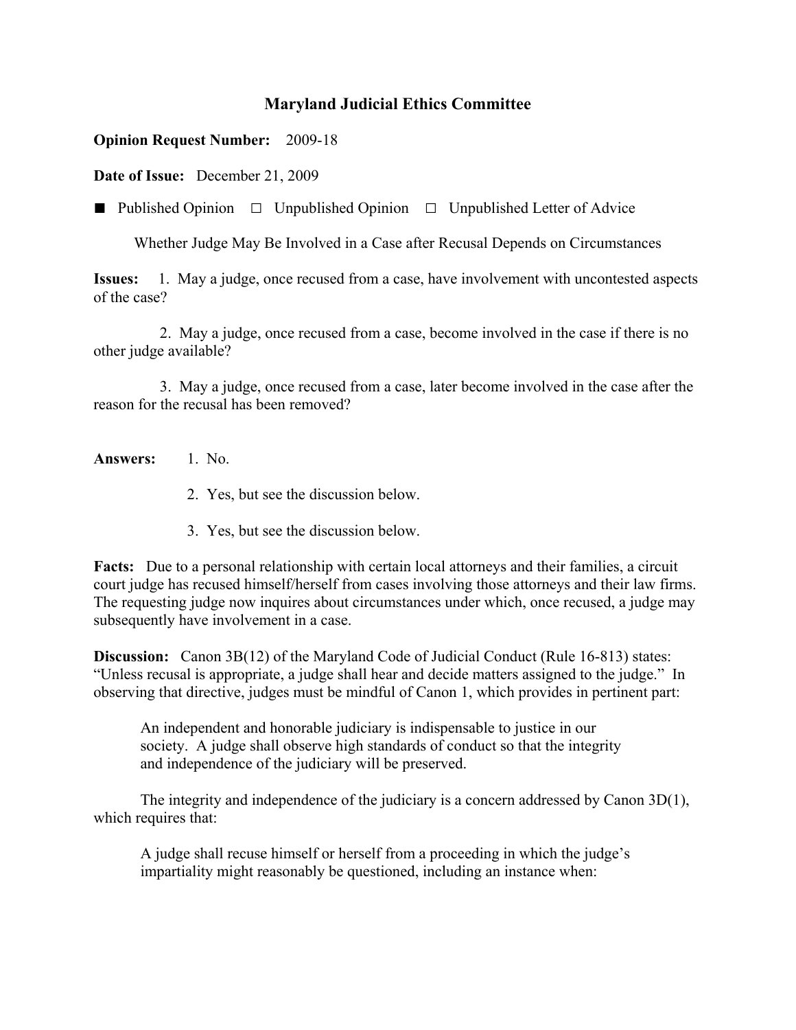# Maryland Judicial Ethics Committee

**Opinion Request Number:** 2009-18

**Date of Issue:** December 21, 2009

■ Published Opinion ☐ Unpublished Opinion ☐ Unpublished Letter of Advice

Whether Judge May Be Involved in a Case after Recusal Depends on Circumstances

**Issues:** 1. May a judge, once recused from a case, have involvement with uncontested aspects of the case?

2. May a judge, once recused from a case, become involved in the case if there is no other judge available?

3. May a judge, once recused from a case, later become involved in the case after the reason for the recusal has been removed?

**Answers:** 1. No.

2. Yes, but see the discussion below.

3. Yes, but see the discussion below.

**Facts:** Due to a personal relationship with certain local attorneys and their families, a circuit court judge has recused himself/herself from cases involving those attorneys and their law firms. The requesting judge now inquires about circumstances under which, once recused, a judge may subsequently have involvement in a case.

**Discussion:** Canon 3B(12) of the Maryland Code of Judicial Conduct (Rule 16-813) states: "Unless recusal is appropriate, a judge shall hear and decide matters assigned to the judge." In observing that directive, judges must be mindful of Canon 1, which provides in pertinent part:

> An independent and honorable judiciary is indispensable to justice in our society. A judge shall observe high standards of conduct so that the integrity and independence of the judiciary will be preserved.

The integrity and independence of the judiciary is a concern addressed by Canon 3D(1), which requires that:

> A judge shall recuse himself or herself from a proceeding in which the judge's impartiality might reasonably be questioned, including an instance when: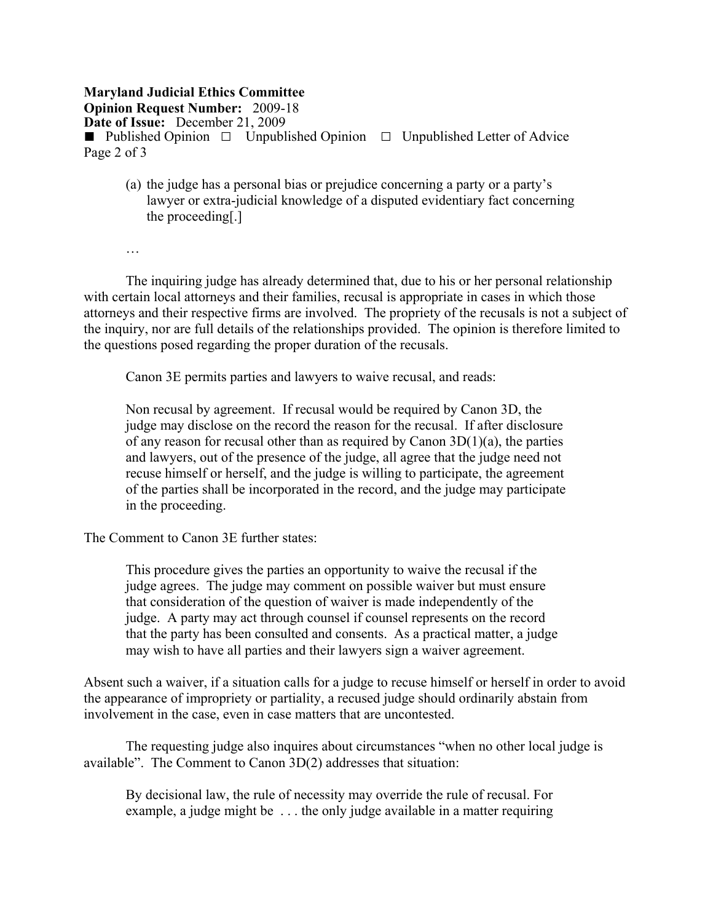(a) the judge has a personal bias or prejudice concerning a party or a party's lawyer or extra-judicial knowledge of a disputed evidentiary fact concerning the proceeding[.]

…

The inquiring judge has already determined that, due to his or her personal relationship with certain local attorneys and their families, recusal is appropriate in cases in which those attorneys and their respective firms are involved. The propriety of the recusals is not a subject of the inquiry, nor are full details of the relationships provided. The opinion is therefore limited to the questions posed regarding the proper duration of the recusals.

Canon 3E permits parties and lawyers to waive recusal, and reads:

> Non recusal by agreement. If recusal would be required by Canon 3D, the judge may disclose on the record the reason for the recusal. If after disclosure of any reason for recusal other than as required by Canon 3D(1)(a), the parties and lawyers, out of the presence of the judge, all agree that the judge need not recuse himself or herself, and the judge is willing to participate, the agreement of the parties shall be incorporated in the record, and the judge may participate in the proceeding.

The Comment to Canon 3E further states:

> This procedure gives the parties an opportunity to waive the recusal if the judge agrees. The judge may comment on possible waiver but must ensure that consideration of the question of waiver is made independently of the judge. A party may act through counsel if counsel represents on the record that the party has been consulted and consents. As a practical matter, a judge may wish to have all parties and their lawyers sign a waiver agreement.

Absent such a waiver, if a situation calls for a judge to recuse himself or herself in order to avoid the appearance of impropriety or partiality, a recused judge should ordinarily abstain from involvement in the case, even in case matters that are uncontested.

The requesting judge also inquires about circumstances "when no other local judge is available". The Comment to Canon 3D(2) addresses that situation:

> By decisional law, the rule of necessity may override the rule of recusal. For example, a judge might be . . . the only judge available in a matter requiring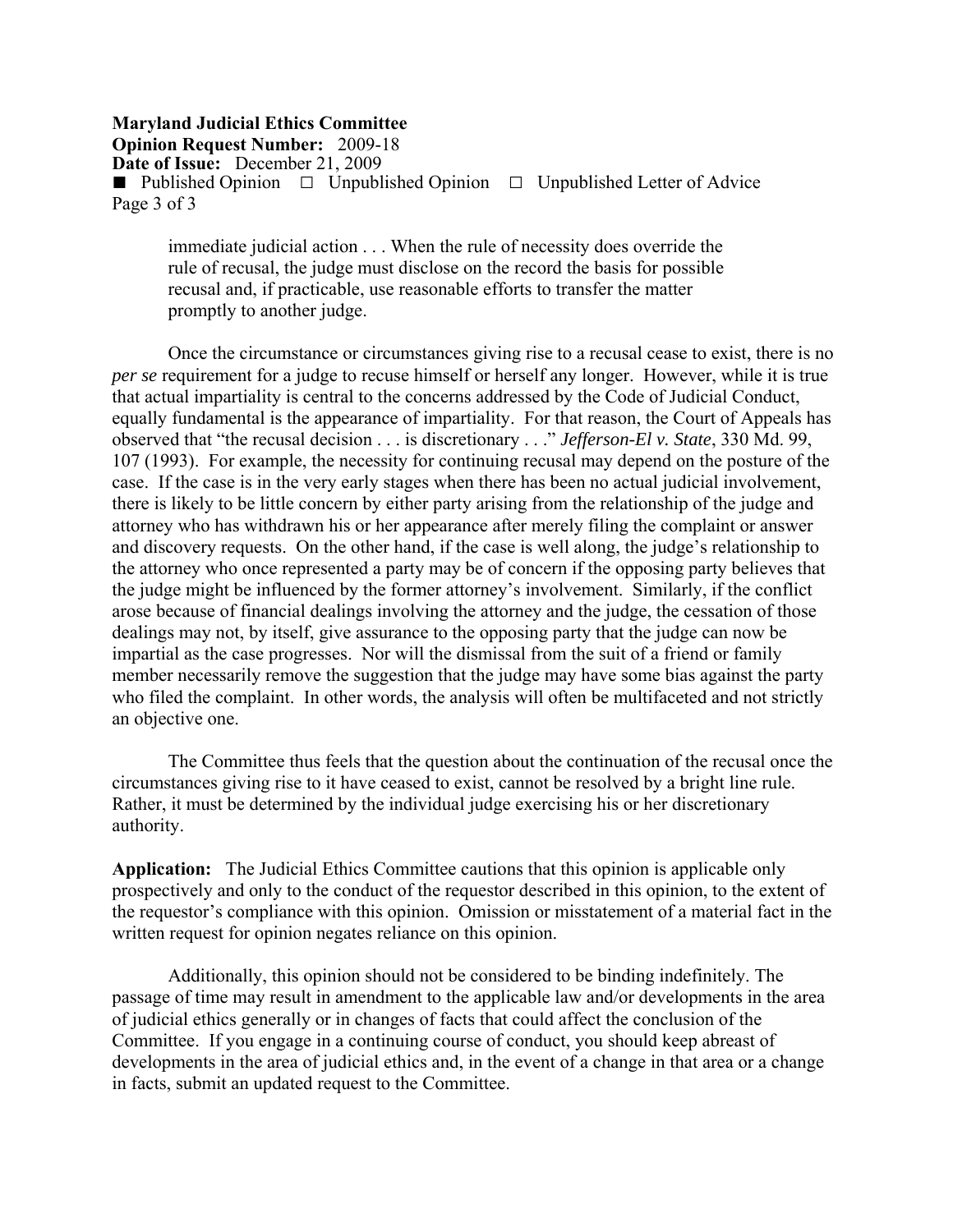immediate judicial action . . . When the rule of necessity does override the rule of recusal, the judge must disclose on the record the basis for possible recusal and, if practicable, use reasonable efforts to transfer the matter promptly to another judge.

Once the circumstance or circumstances giving rise to a recusal cease to exist, there is no *per se* requirement for a judge to recuse himself or herself any longer. However, while it is true that actual impartiality is central to the concerns addressed by the Code of Judicial Conduct, equally fundamental is the appearance of impartiality. For that reason, the Court of Appeals has observed that "the recusal decision . . . is discretionary . . ." *Jefferson-El v. State*, 330 Md. 99, 107 (1993). For example, the necessity for continuing recusal may depend on the posture of the case. If the case is in the very early stages when there has been no actual judicial involvement, there is likely to be little concern by either party arising from the relationship of the judge and attorney who has withdrawn his or her appearance after merely filing the complaint or answer and discovery requests. On the other hand, if the case is well along, the judge's relationship to the attorney who once represented a party may be of concern if the opposing party believes that the judge might be influenced by the former attorney's involvement. Similarly, if the conflict arose because of financial dealings involving the attorney and the judge, the cessation of those dealings may not, by itself, give assurance to the opposing party that the judge can now be impartial as the case progresses. Nor will the dismissal from the suit of a friend or family member necessarily remove the suggestion that the judge may have some bias against the party who filed the complaint. In other words, the analysis will often be multifaceted and not strictly an objective one.

The Committee thus feels that the question about the continuation of the recusal once the circumstances giving rise to it have ceased to exist, cannot be resolved by a bright line rule. Rather, it must be determined by the individual judge exercising his or her discretionary authority.

**Application:** The Judicial Ethics Committee cautions that this opinion is applicable only prospectively and only to the conduct of the requestor described in this opinion, to the extent of the requestor's compliance with this opinion. Omission or misstatement of a material fact in the written request for opinion negates reliance on this opinion.

Additionally, this opinion should not be considered to be binding indefinitely. The passage of time may result in amendment to the applicable law and/or developments in the area of judicial ethics generally or in changes of facts that could affect the conclusion of the Committee. If you engage in a continuing course of conduct, you should keep abreast of developments in the area of judicial ethics and, in the event of a change in that area or a change in facts, submit an updated request to the Committee.